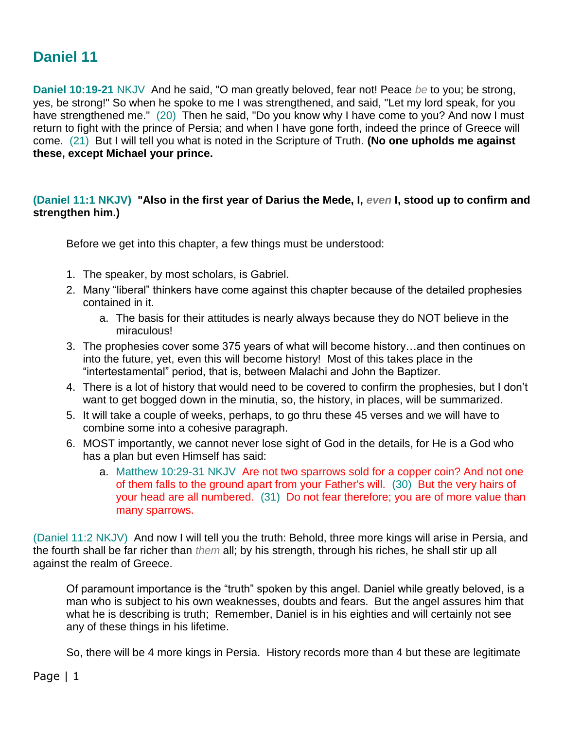# Daniel 11

**Daniel 10:19-21** NKJV And he said, "O man greatly beloved, fear not! Peace *be* to you; be strong, yes, be strong!" So when he spoke to me I was strengthened, and said, "Let my lord speak, for you have strengthened me." (20) Then he said, "Do you know why I have come to you? And now I must return to fight with the prince of Persia; and when I have gone forth, indeed the prince of Greece will come. (21) But I will tell you what is noted in the Scripture of Truth. **(No one upholds me against these, except Michael your prince.**

**(Daniel 11:1 NKJV) "Also in the first year of Darius the Mede, I, *even* I, stood up to confirm and strengthen him.)**

Before we get into this chapter, a few things must be understood:

1. The speaker, by most scholars, is Gabriel.
2. Many "liberal" thinkers have come against this chapter because of the detailed prophesies contained in it.
    a. The basis for their attitudes is nearly always because they do NOT believe in the miraculous!
3. The prophesies cover some 375 years of what will become history…and then continues on into the future, yet, even this will become history! Most of this takes place in the "intertestamental" period, that is, between Malachi and John the Baptizer.
4. There is a lot of history that would need to be covered to confirm the prophesies, but I don't want to get bogged down in the minutia, so, the history, in places, will be summarized.
5. It will take a couple of weeks, perhaps, to go thru these 45 verses and we will have to combine some into a cohesive paragraph.
6. MOST importantly, we cannot never lose sight of God in the details, for He is a God who has a plan but even Himself has said:
    a. Matthew 10:29-31 NKJV Are not two sparrows sold for a copper coin? And not one of them falls to the ground apart from your Father's will. (30) But the very hairs of your head are all numbered. (31) Do not fear therefore; you are of more value than many sparrows.

(Daniel 11:2 NKJV) And now I will tell you the truth: Behold, three more kings will arise in Persia, and the fourth shall be far richer than *them* all; by his strength, through his riches, he shall stir up all against the realm of Greece.

Of paramount importance is the "truth" spoken by this angel. Daniel while greatly beloved, is a man who is subject to his own weaknesses, doubts and fears. But the angel assures him that what he is describing is truth; Remember, Daniel is in his eighties and will certainly not see any of these things in his lifetime.

So, there will be 4 more kings in Persia. History records more than 4 but these are legitimate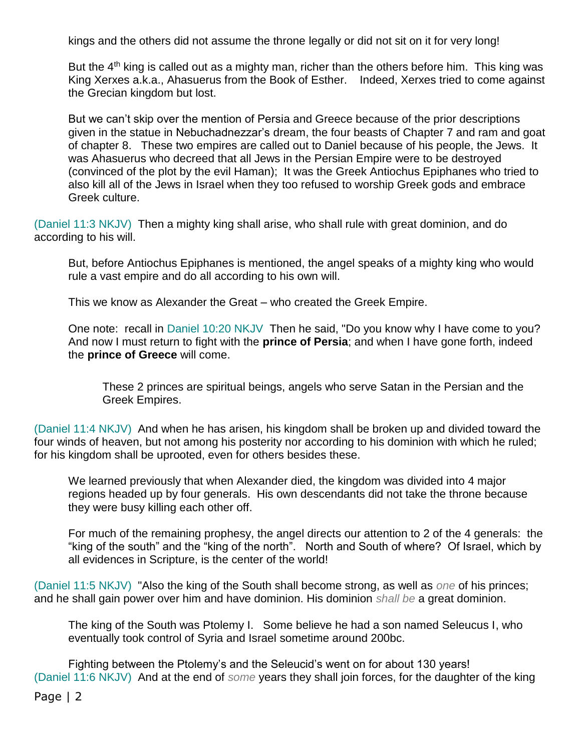kings and the others did not assume the throne legally or did not sit on it for very long!

But the 4th king is called out as a mighty man, richer than the others before him. This king was King Xerxes a.k.a., Ahasuerus from the Book of Esther. Indeed, Xerxes tried to come against the Grecian kingdom but lost.

But we can't skip over the mention of Persia and Greece because of the prior descriptions given in the statue in Nebuchadnezzar's dream, the four beasts of Chapter 7 and ram and goat of chapter 8. These two empires are called out to Daniel because of his people, the Jews. It was Ahasuerus who decreed that all Jews in the Persian Empire were to be destroyed (convinced of the plot by the evil Haman); It was the Greek Antiochus Epiphanes who tried to also kill all of the Jews in Israel when they too refused to worship Greek gods and embrace Greek culture.

(Daniel 11:3 NKJV) Then a mighty king shall arise, who shall rule with great dominion, and do according to his will.

But, before Antiochus Epiphanes is mentioned, the angel speaks of a mighty king who would rule a vast empire and do all according to his own will.

This we know as Alexander the Great – who created the Greek Empire.

One note: recall in Daniel 10:20 NKJV Then he said, "Do you know why I have come to you? And now I must return to fight with the **prince of Persia**; and when I have gone forth, indeed the **prince of Greece** will come.

These 2 princes are spiritual beings, angels who serve Satan in the Persian and the Greek Empires.

(Daniel 11:4 NKJV) And when he has arisen, his kingdom shall be broken up and divided toward the four winds of heaven, but not among his posterity nor according to his dominion with which he ruled; for his kingdom shall be uprooted, even for others besides these.

We learned previously that when Alexander died, the kingdom was divided into 4 major regions headed up by four generals. His own descendants did not take the throne because they were busy killing each other off.

For much of the remaining prophesy, the angel directs our attention to 2 of the 4 generals: the "king of the south" and the "king of the north". North and South of where? Of Israel, which by all evidences in Scripture, is the center of the world!

(Daniel 11:5 NKJV) "Also the king of the South shall become strong, as well as *one* of his princes; and he shall gain power over him and have dominion. His dominion *shall be* a great dominion.

The king of the South was Ptolemy I. Some believe he had a son named Seleucus I, who eventually took control of Syria and Israel sometime around 200bc.

Fighting between the Ptolemy's and the Seleucid's went on for about 130 years!

(Daniel 11:6 NKJV) And at the end of *some* years they shall join forces, for the daughter of the king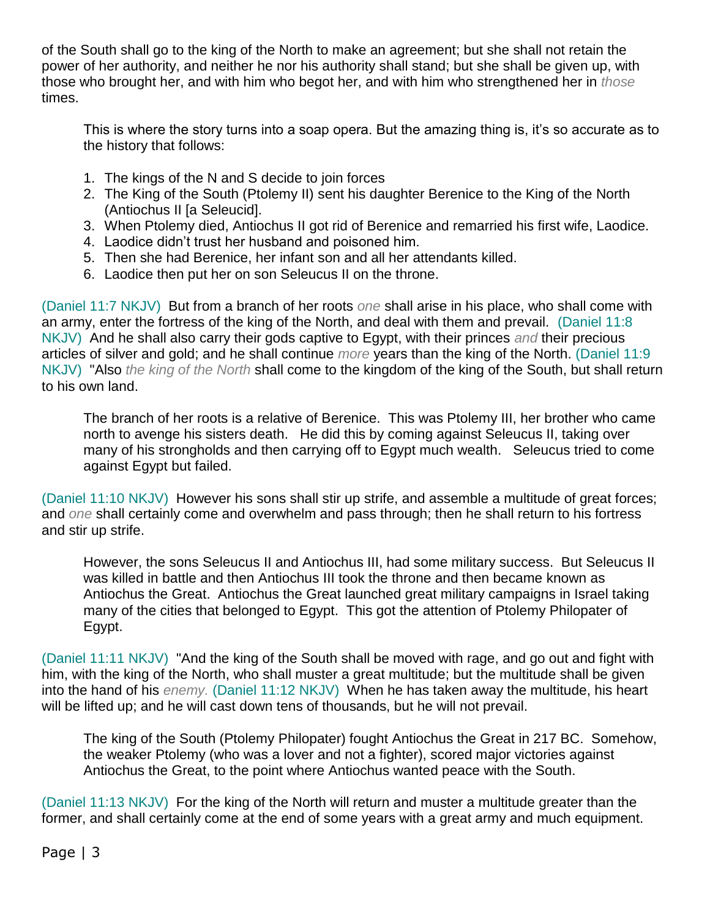of the South shall go to the king of the North to make an agreement; but she shall not retain the power of her authority, and neither he nor his authority shall stand; but she shall be given up, with those who brought her, and with him who begot her, and with him who strengthened her in *those* times.

> This is where the story turns into a soap opera. But the amazing thing is, it's so accurate as to the history that follows:
>
> 1. The kings of the N and S decide to join forces
> 2. The King of the South (Ptolemy II) sent his daughter Berenice to the King of the North (Antiochus II [a Seleucid].
> 3. When Ptolemy died, Antiochus II got rid of Berenice and remarried his first wife, Laodice.
> 4. Laodice didn't trust her husband and poisoned him.
> 5. Then she had Berenice, her infant son and all her attendants killed.
> 6. Laodice then put her on son Seleucus II on the throne.

(Daniel 11:7 NKJV) But from a branch of her roots *one* shall arise in his place, who shall come with an army, enter the fortress of the king of the North, and deal with them and prevail. (Daniel 11:8 NKJV) And he shall also carry their gods captive to Egypt, with their princes *and* their precious articles of silver and gold; and he shall continue *more* years than the king of the North. (Daniel 11:9 NKJV) "Also *the king of the North* shall come to the kingdom of the king of the South, but shall return to his own land.

> The branch of her roots is a relative of Berenice. This was Ptolemy III, her brother who came north to avenge his sisters death. He did this by coming against Seleucus II, taking over many of his strongholds and then carrying off to Egypt much wealth. Seleucus tried to come against Egypt but failed.

(Daniel 11:10 NKJV) However his sons shall stir up strife, and assemble a multitude of great forces; and *one* shall certainly come and overwhelm and pass through; then he shall return to his fortress and stir up strife.

> However, the sons Seleucus II and Antiochus III, had some military success. But Seleucus II was killed in battle and then Antiochus III took the throne and then became known as Antiochus the Great. Antiochus the Great launched great military campaigns in Israel taking many of the cities that belonged to Egypt. This got the attention of Ptolemy Philopater of Egypt.

(Daniel 11:11 NKJV) "And the king of the South shall be moved with rage, and go out and fight with him, with the king of the North, who shall muster a great multitude; but the multitude shall be given into the hand of his *enemy.* (Daniel 11:12 NKJV) When he has taken away the multitude, his heart will be lifted up; and he will cast down tens of thousands, but he will not prevail.

> The king of the South (Ptolemy Philopater) fought Antiochus the Great in 217 BC. Somehow, the weaker Ptolemy (who was a lover and not a fighter), scored major victories against Antiochus the Great, to the point where Antiochus wanted peace with the South.

(Daniel 11:13 NKJV) For the king of the North will return and muster a multitude greater than the former, and shall certainly come at the end of some years with a great army and much equipment.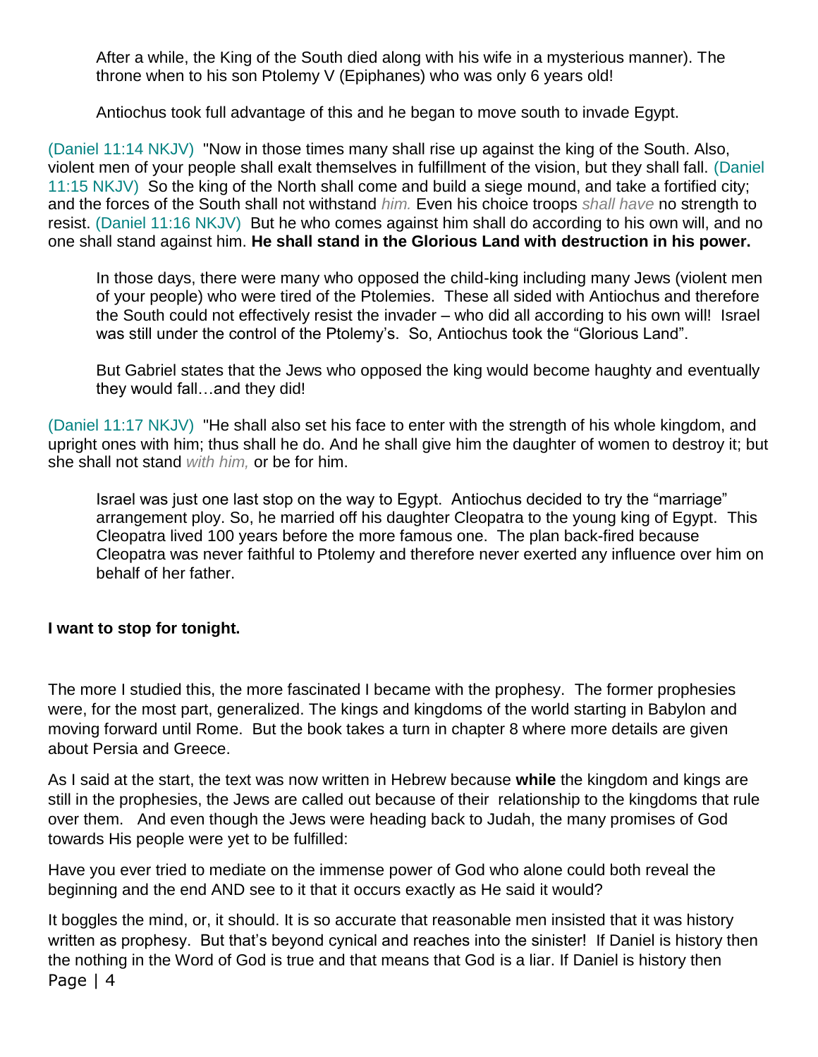After a while, the King of the South died along with his wife in a mysterious manner). The throne when to his son Ptolemy V (Epiphanes) who was only 6 years old!

Antiochus took full advantage of this and he began to move south to invade Egypt.

(Daniel 11:14 NKJV) "Now in those times many shall rise up against the king of the South. Also, violent men of your people shall exalt themselves in fulfillment of the vision, but they shall fall. (Daniel 11:15 NKJV) So the king of the North shall come and build a siege mound, and take a fortified city; and the forces of the South shall not withstand *him.* Even his choice troops *shall have* no strength to resist. (Daniel 11:16 NKJV) But he who comes against him shall do according to his own will, and no one shall stand against him. **He shall stand in the Glorious Land with destruction in his power.**

In those days, there were many who opposed the child-king including many Jews (violent men of your people) who were tired of the Ptolemies. These all sided with Antiochus and therefore the South could not effectively resist the invader – who did all according to his own will! Israel was still under the control of the Ptolemy's. So, Antiochus took the "Glorious Land".

But Gabriel states that the Jews who opposed the king would become haughty and eventually they would fall…and they did!

(Daniel 11:17 NKJV) "He shall also set his face to enter with the strength of his whole kingdom, and upright ones with him; thus shall he do. And he shall give him the daughter of women to destroy it; but she shall not stand *with him,* or be for him.

Israel was just one last stop on the way to Egypt. Antiochus decided to try the "marriage" arrangement ploy. So, he married off his daughter Cleopatra to the young king of Egypt. This Cleopatra lived 100 years before the more famous one. The plan back-fired because Cleopatra was never faithful to Ptolemy and therefore never exerted any influence over him on behalf of her father.

**I want to stop for tonight.**

The more I studied this, the more fascinated I became with the prophesy. The former prophesies were, for the most part, generalized. The kings and kingdoms of the world starting in Babylon and moving forward until Rome. But the book takes a turn in chapter 8 where more details are given about Persia and Greece.

As I said at the start, the text was now written in Hebrew because **while** the kingdom and kings are still in the prophesies, the Jews are called out because of their relationship to the kingdoms that rule over them. And even though the Jews were heading back to Judah, the many promises of God towards His people were yet to be fulfilled:

Have you ever tried to mediate on the immense power of God who alone could both reveal the beginning and the end AND see to it that it occurs exactly as He said it would?

It boggles the mind, or, it should. It is so accurate that reasonable men insisted that it was history written as prophesy. But that's beyond cynical and reaches into the sinister! If Daniel is history then the nothing in the Word of God is true and that means that God is a liar. If Daniel is history then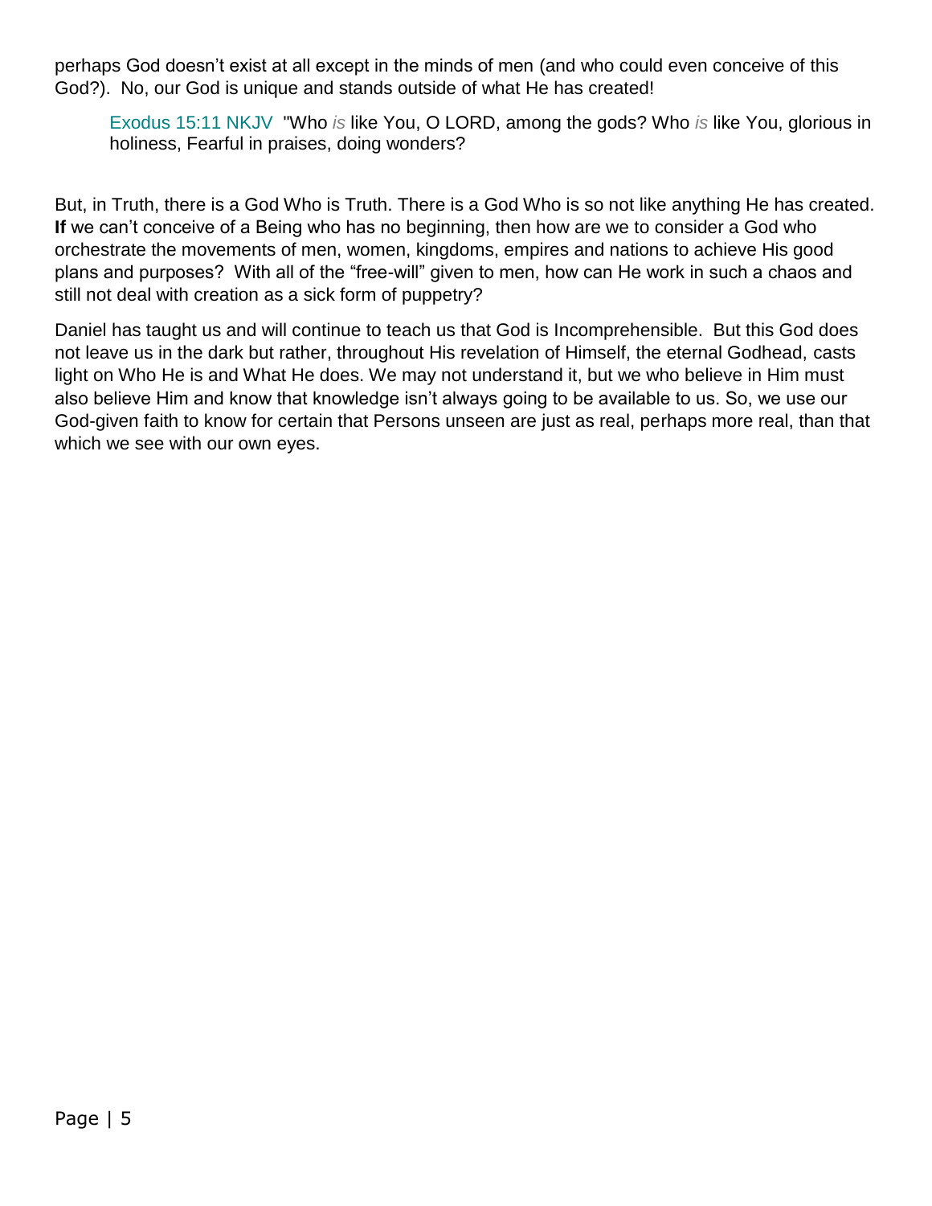perhaps God doesn't exist at all except in the minds of men (and who could even conceive of this God?). No, our God is unique and stands outside of what He has created!

> Exodus 15:11 NKJV "Who *is* like You, O LORD, among the gods? Who *is* like You, glorious in holiness, Fearful in praises, doing wonders?

But, in Truth, there is a God Who is Truth. There is a God Who is so not like anything He has created. **If** we can't conceive of a Being who has no beginning, then how are we to consider a God who orchestrate the movements of men, women, kingdoms, empires and nations to achieve His good plans and purposes? With all of the "free-will" given to men, how can He work in such a chaos and still not deal with creation as a sick form of puppetry?

Daniel has taught us and will continue to teach us that God is Incomprehensible. But this God does not leave us in the dark but rather, throughout His revelation of Himself, the eternal Godhead, casts light on Who He is and What He does. We may not understand it, but we who believe in Him must also believe Him and know that knowledge isn't always going to be available to us. So, we use our God-given faith to know for certain that Persons unseen are just as real, perhaps more real, than that which we see with our own eyes.